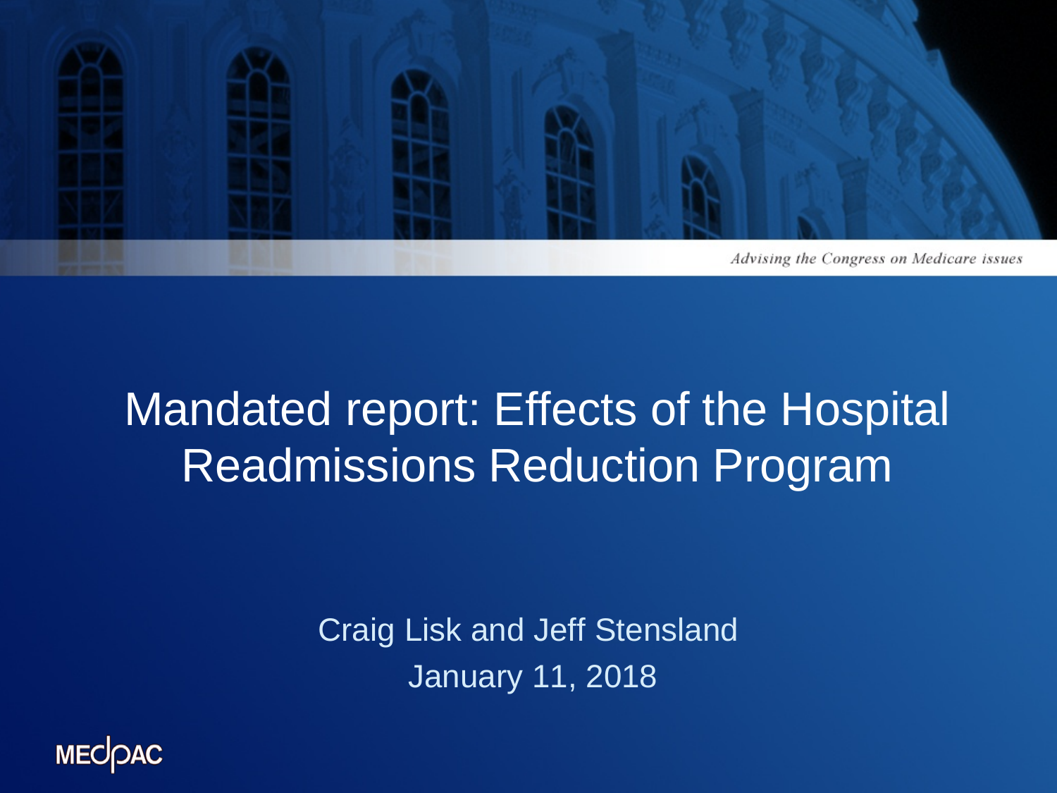Advising the Congress on Medicare issues

# Mandated report: Effects of the Hospital Readmissions Reduction Program

Craig Lisk and Jeff Stensland

January 11, 2018

MEDPAC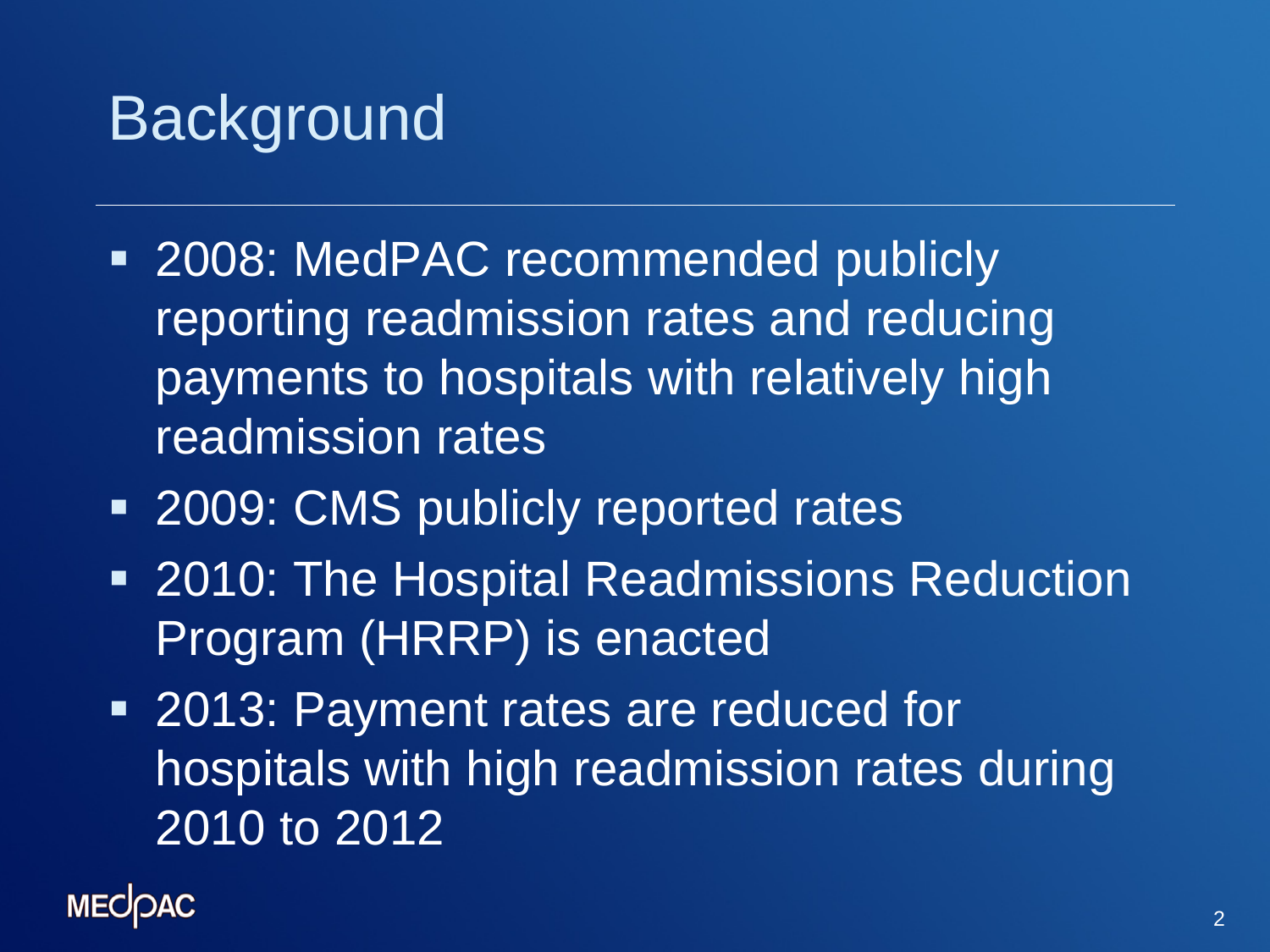# Background

- 2008: MedPAC recommended publicly reporting readmission rates and reducing payments to hospitals with relatively high readmission rates
- 2009: CMS publicly reported rates
- 2010: The Hospital Readmissions Reduction Program (HRRP) is enacted
- 2013: Payment rates are reduced for hospitals with high readmission rates during 2010 to 2012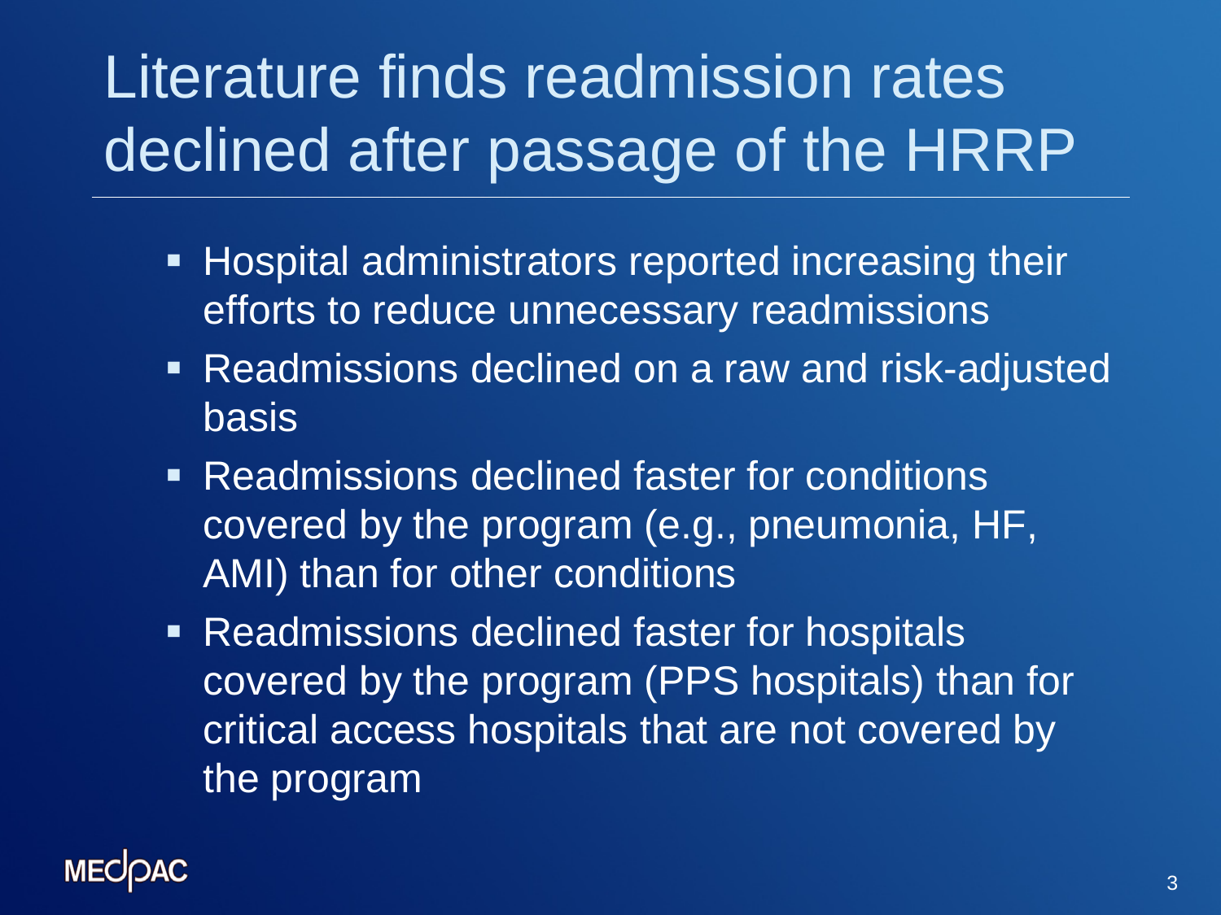# Literature finds readmission rates declined after passage of the HRRP

- Hospital administrators reported increasing their efforts to reduce unnecessary readmissions
- Readmissions declined on a raw and risk-adjusted basis
- Readmissions declined faster for conditions covered by the program (e.g., pneumonia, HF, AMI) than for other conditions
- Readmissions declined faster for hospitals covered by the program (PPS hospitals) than for critical access hospitals that are not covered by the program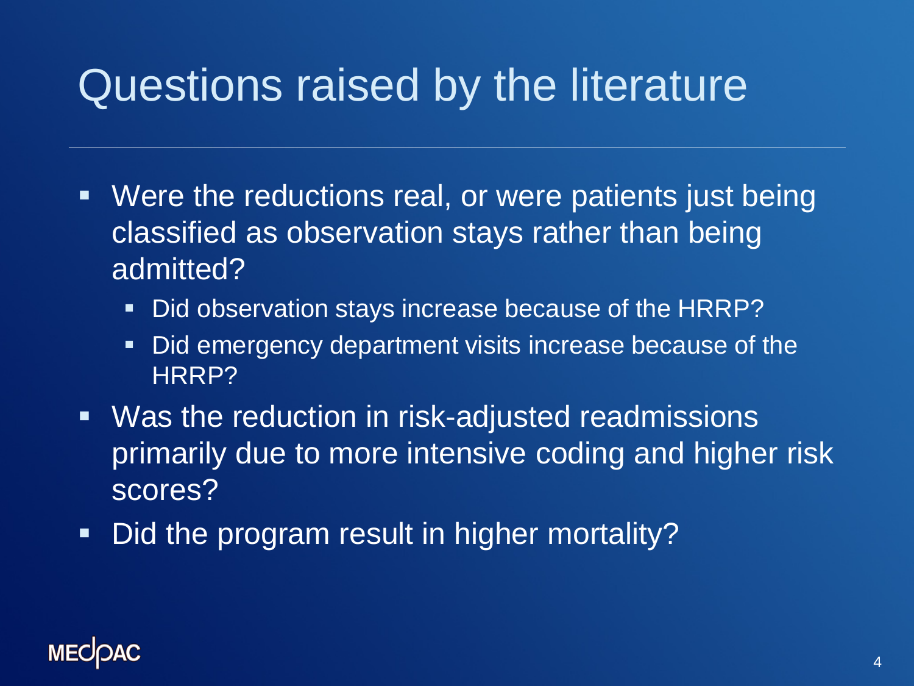# Questions raised by the literature

- Were the reductions real, or were patients just being classified as observation stays rather than being admitted?
  - Did observation stays increase because of the HRRP?
  - Did emergency department visits increase because of the HRRP?
- Was the reduction in risk-adjusted readmissions primarily due to more intensive coding and higher risk scores?
- Did the program result in higher mortality?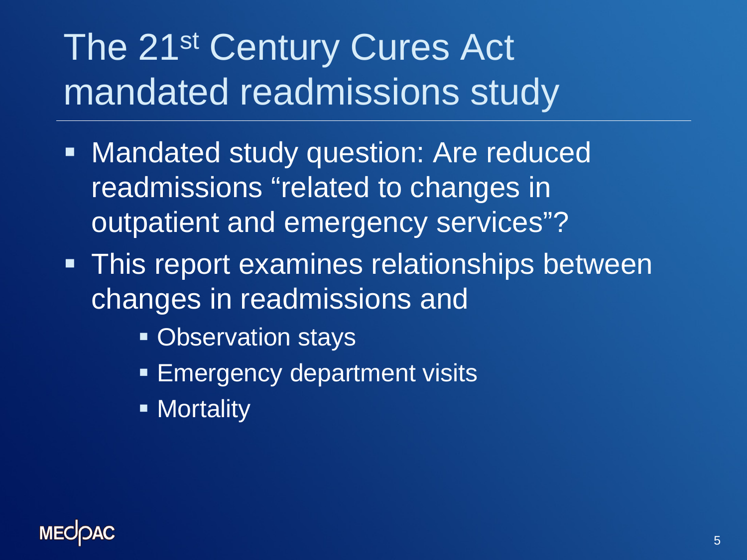# The 21st Century Cures Act mandated readmissions study

- Mandated study question: Are reduced readmissions “related to changes in outpatient and emergency services”?
- This report examines relationships between changes in readmissions and
  - Observation stays
  - Emergency department visits
  - Mortality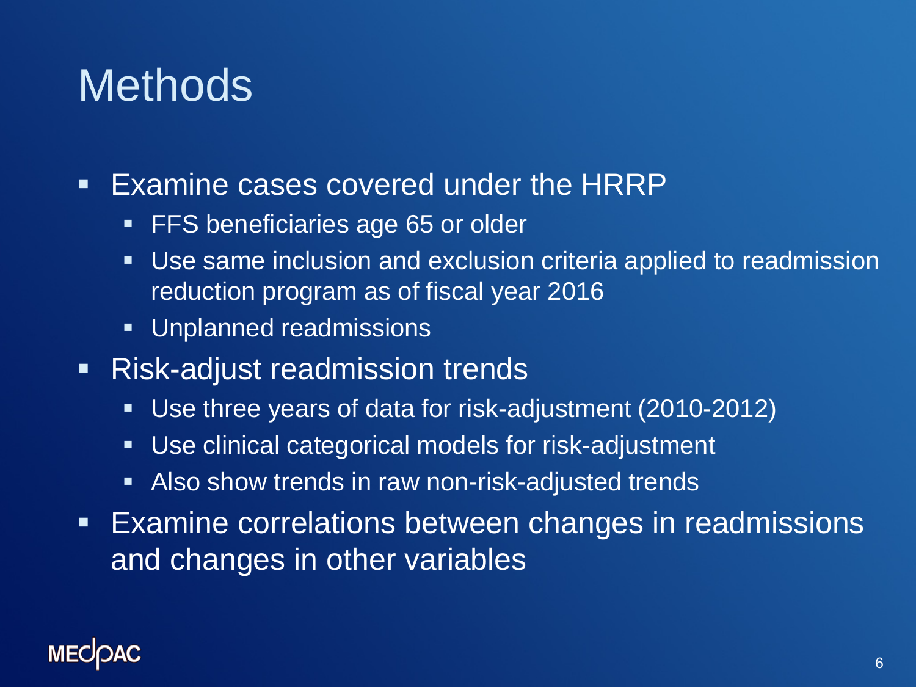# Methods

- Examine cases covered under the HRRP
  - FFS beneficiaries age 65 or older
  - Use same inclusion and exclusion criteria applied to readmission reduction program as of fiscal year 2016
  - Unplanned readmissions
- Risk-adjust readmission trends
  - Use three years of data for risk-adjustment (2010-2012)
  - Use clinical categorical models for risk-adjustment
  - Also show trends in raw non-risk-adjusted trends
- Examine correlations between changes in readmissions and changes in other variables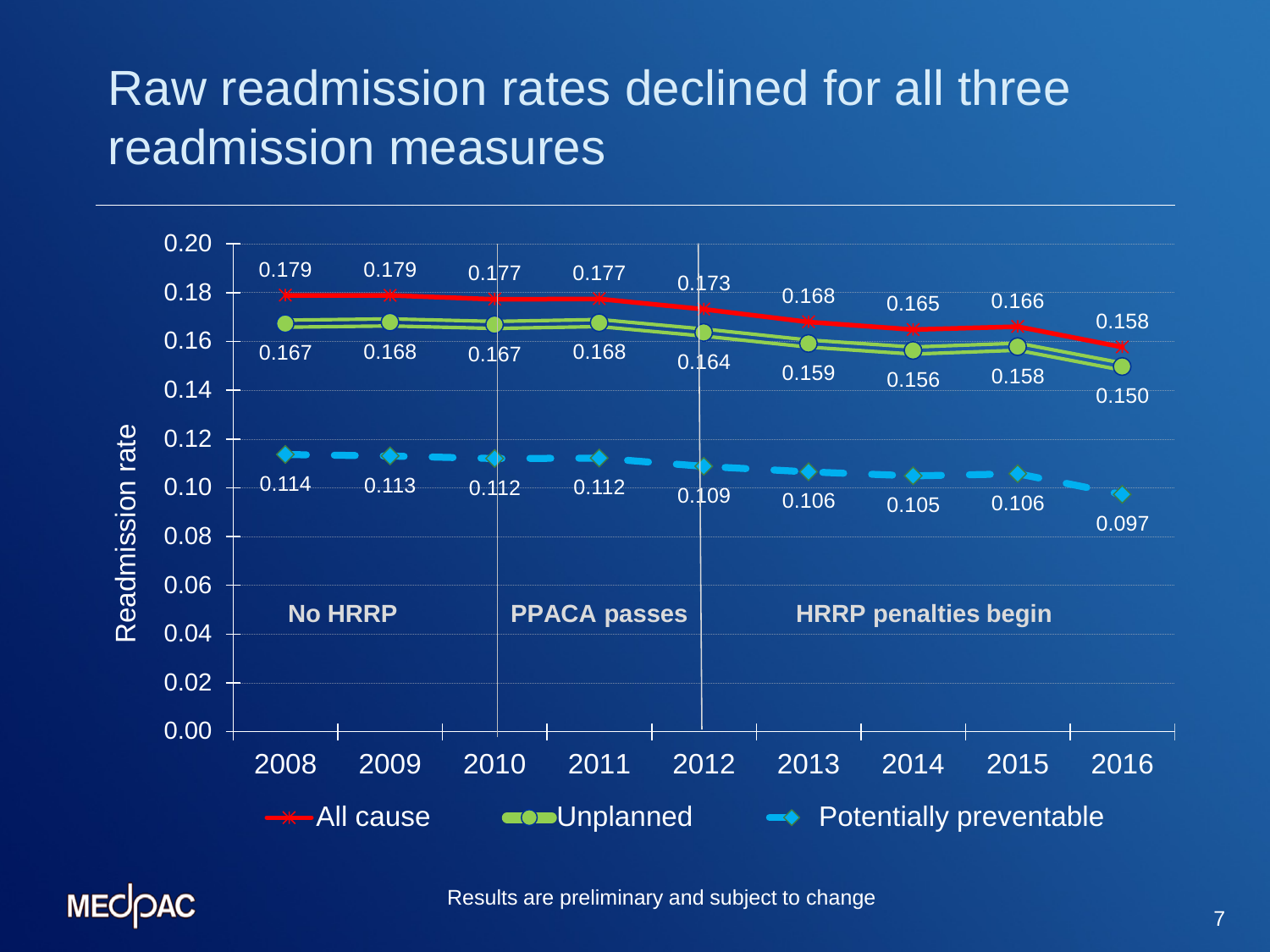# Raw readmission rates declined for all three readmission measures

| Year | All cause | Unplanned | Potentially preventable |
| --- | --- | --- | --- |
| 2008 | 0.179 | 0.167 | 0.114 |
| 2009 | 0.179 | 0.168 | 0.113 |
| 2010 | 0.177 | 0.167 | 0.112 |
| 2011 | 0.177 | 0.168 | 0.112 |
| 2012 | 0.173 | 0.164 | 0.109 |
| 2013 | 0.168 | 0.159 | 0.106 |
| 2014 | 0.165 | 0.156 | 0.105 |
| 2015 | 0.166 | 0.158 | 0.106 |
| 2016 | 0.158 | 0.150 | 0.097 |

Periods: No HRRP (2008–2010); PPACA passes (2010–2012); HRRP penalties begin (2012–2016)

Y-axis: Readmission rate

Results are preliminary and subject to change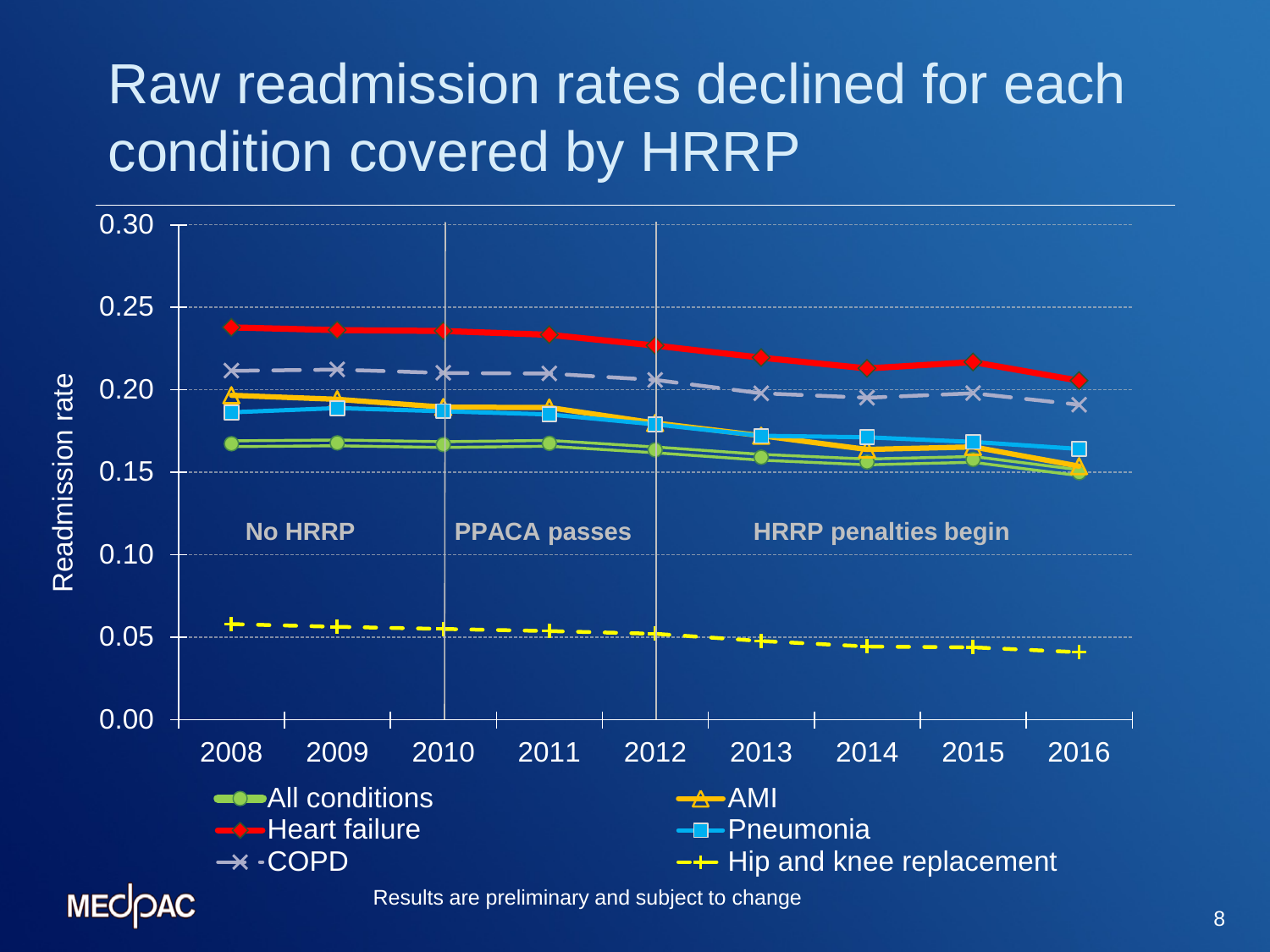# Raw readmission rates declined for each condition covered by HRRP

Readmission rate

0.30
0.25
0.20
0.15
0.10
0.05
0.00

2008 2009 2010 2011 2012 2013 2014 2015 2016

No HRRP | PPACA passes | HRRP penalties begin

All conditions | AMI | Heart failure | Pneumonia | COPD | Hip and knee replacement

Results are preliminary and subject to change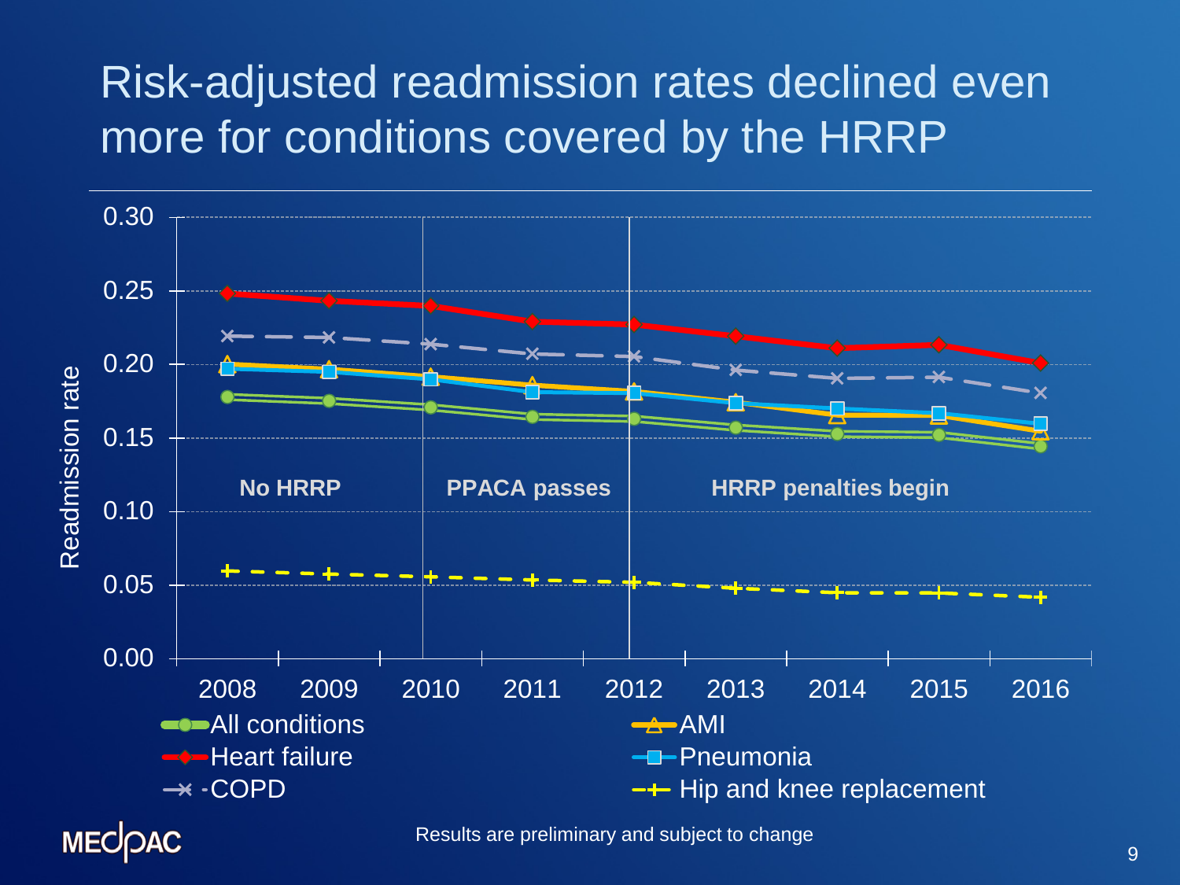# Risk-adjusted readmission rates declined even more for conditions covered by the HRRP

Readmission rate

0.30
0.25
0.20
0.15
0.10
0.05
0.00

No HRRP

PPACA passes

HRRP penalties begin

2008 2009 2010 2011 2012 2013 2014 2015 2016

All conditions
AMI
Heart failure
Pneumonia
COPD
Hip and knee replacement

Results are preliminary and subject to change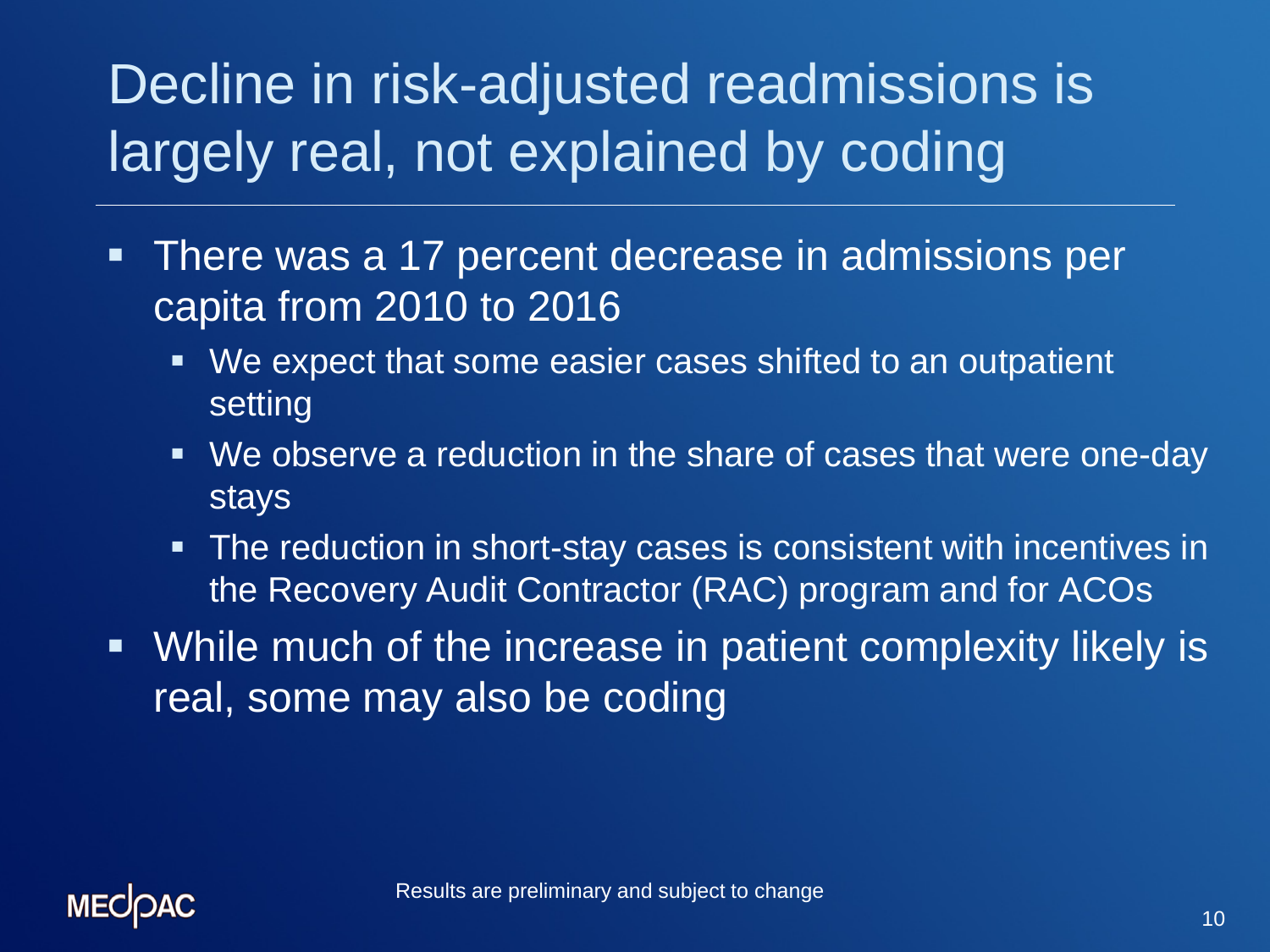# Decline in risk-adjusted readmissions is largely real, not explained by coding

- There was a 17 percent decrease in admissions per capita from 2010 to 2016
  - We expect that some easier cases shifted to an outpatient setting
  - We observe a reduction in the share of cases that were one-day stays
  - The reduction in short-stay cases is consistent with incentives in the Recovery Audit Contractor (RAC) program and for ACOs
- While much of the increase in patient complexity likely is real, some may also be coding

Results are preliminary and subject to change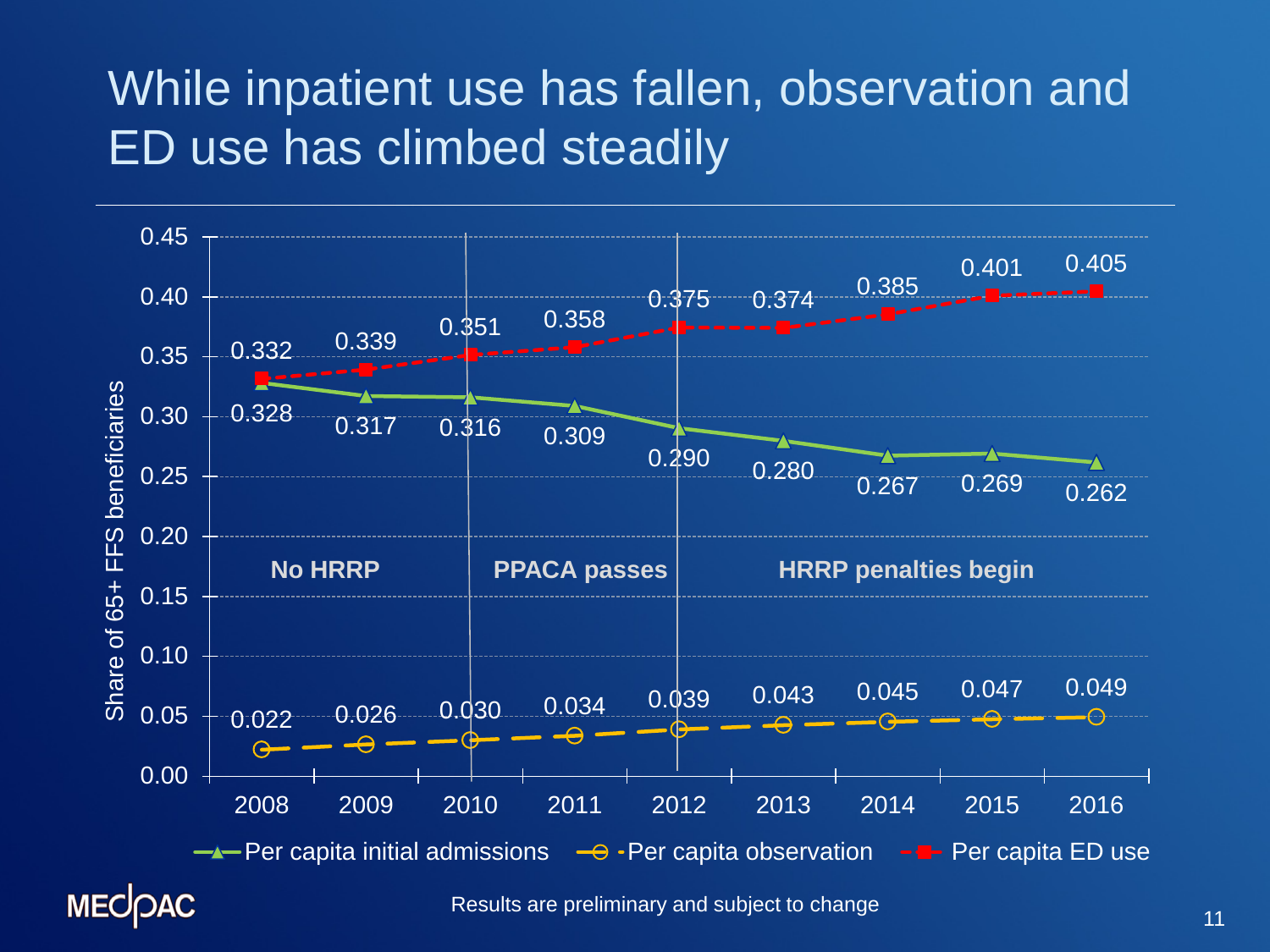# While inpatient use has fallen, observation and ED use has climbed steadily

| Year | Per capita initial admissions | Per capita observation | Per capita ED use |
|---|---|---|---|
| 2008 | 0.328 | 0.022 | 0.332 |
| 2009 | 0.317 | 0.026 | 0.339 |
| 2010 | 0.316 | 0.030 | 0.351 |
| 2011 | 0.309 | 0.034 | 0.358 |
| 2012 | 0.290 | 0.039 | 0.375 |
| 2013 | 0.280 | 0.043 | 0.374 |
| 2014 | 0.267 | 0.045 | 0.385 |
| 2015 | 0.269 | 0.047 | 0.401 |
| 2016 | 0.262 | 0.049 | 0.405 |

Y-axis: Share of 65+ FFS beneficiaries

Periods: No HRRP (2008–2010); PPACA passes (2010–2012); HRRP penalties begin (2012–2016)

Results are preliminary and subject to change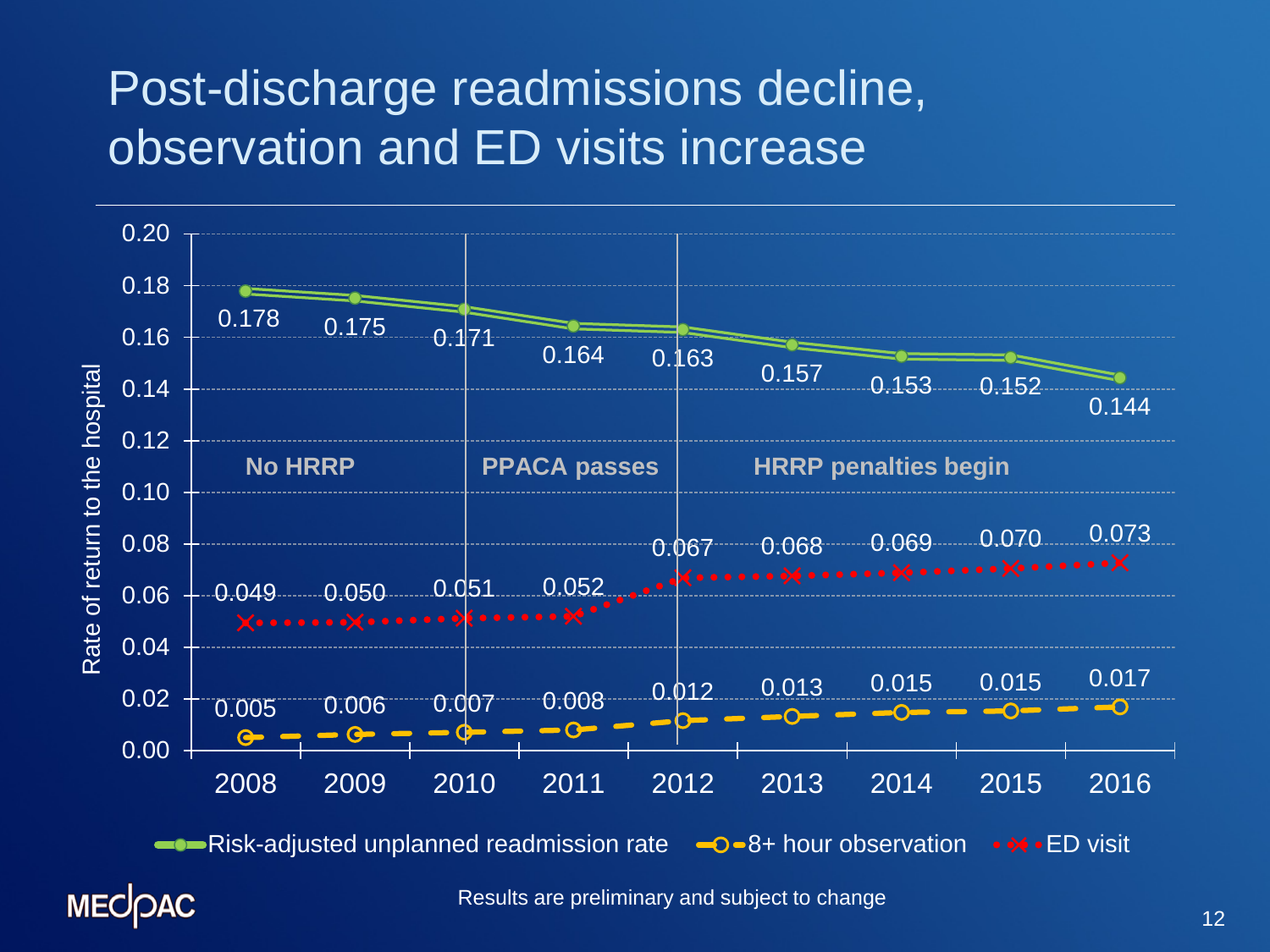# Post-discharge readmissions decline, observation and ED visits increase

| Year | Risk-adjusted unplanned readmission rate | 8+ hour observation | ED visit |
|---|---|---|---|
| 2008 | 0.178 | 0.005 | 0.049 |
| 2009 | 0.175 | 0.006 | 0.050 |
| 2010 | 0.171 | 0.007 | 0.051 |
| 2011 | 0.164 | 0.008 | 0.052 |
| 2012 | 0.163 | 0.012 | 0.067 |
| 2013 | 0.157 | 0.013 | 0.068 |
| 2014 | 0.153 | 0.015 | 0.069 |
| 2015 | 0.152 | 0.015 | 0.070 |
| 2016 | 0.144 | 0.017 | 0.073 |

Y-axis: Rate of return to the hospital

Periods: No HRRP (2008–2010); PPACA passes (2010–2012); HRRP penalties begin (2012–2016)

Results are preliminary and subject to change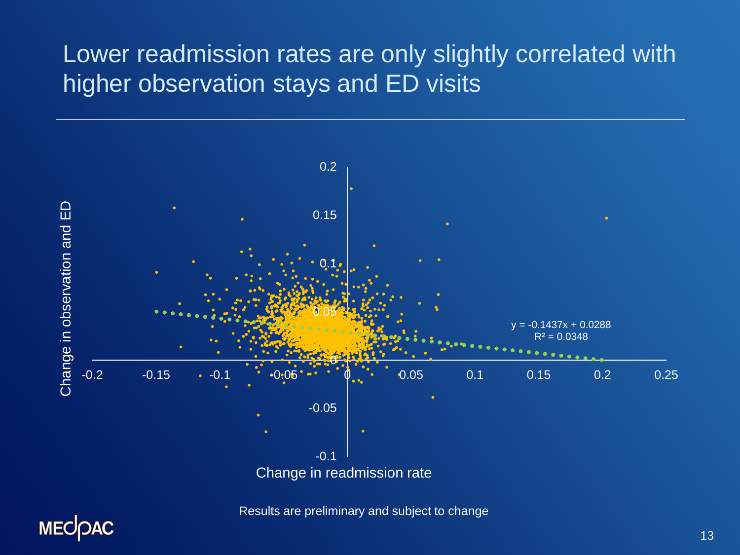# Lower readmission rates are only slightly correlated with higher observation stays and ED visits

Change in observation and ED

$y = -0.1437x + 0.0288$
$R^2 = 0.0348$

Change in readmission rate

Results are preliminary and subject to change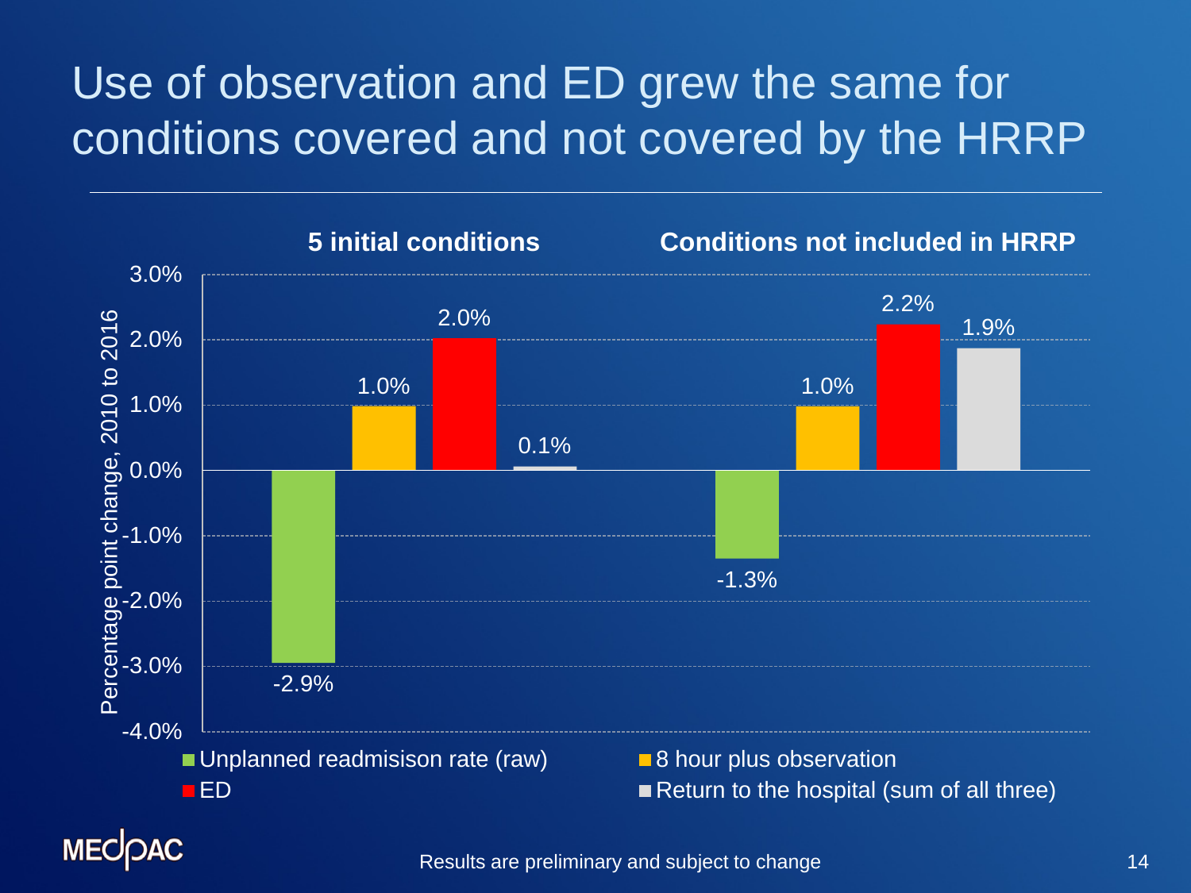# Use of observation and ED grew the same for conditions covered and not covered by the HRRP

| | 5 initial conditions | Conditions not included in HRRP |
|---|---|---|
| Unplanned readmisison rate (raw) | -2.9% | -1.3% |
| 8 hour plus observation | 1.0% | 1.0% |
| ED | 2.0% | 2.2% |
| Return to the hospital (sum of all three) | 0.1% | 1.9% |

Percentage point change, 2010 to 2016

Results are preliminary and subject to change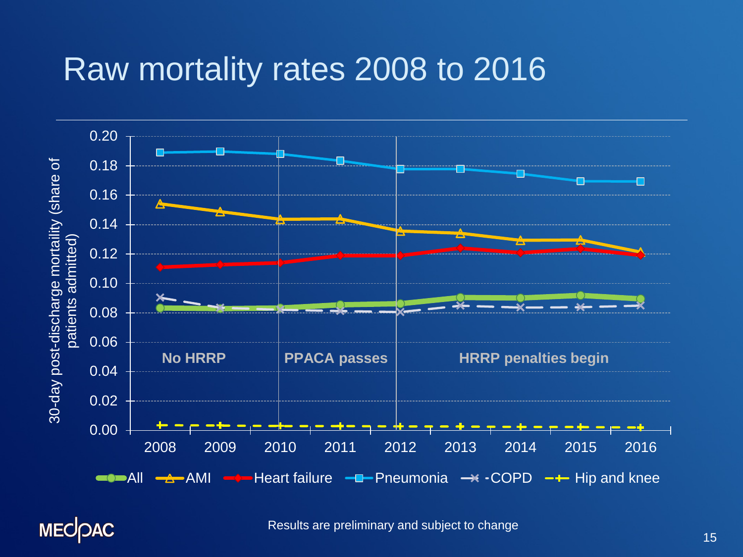# Raw mortality rates 2008 to 2016

30-day post-discharge mortality (share of patients admitted)

0.20
0.18
0.16
0.14
0.12
0.10
0.08
0.06
0.04
0.02
0.00

No HRRP | PPACA passes | HRRP penalties begin

2008 2009 2010 2011 2012 2013 2014 2015 2016

All, AMI, Heart failure, Pneumonia, COPD, Hip and knee

Results are preliminary and subject to change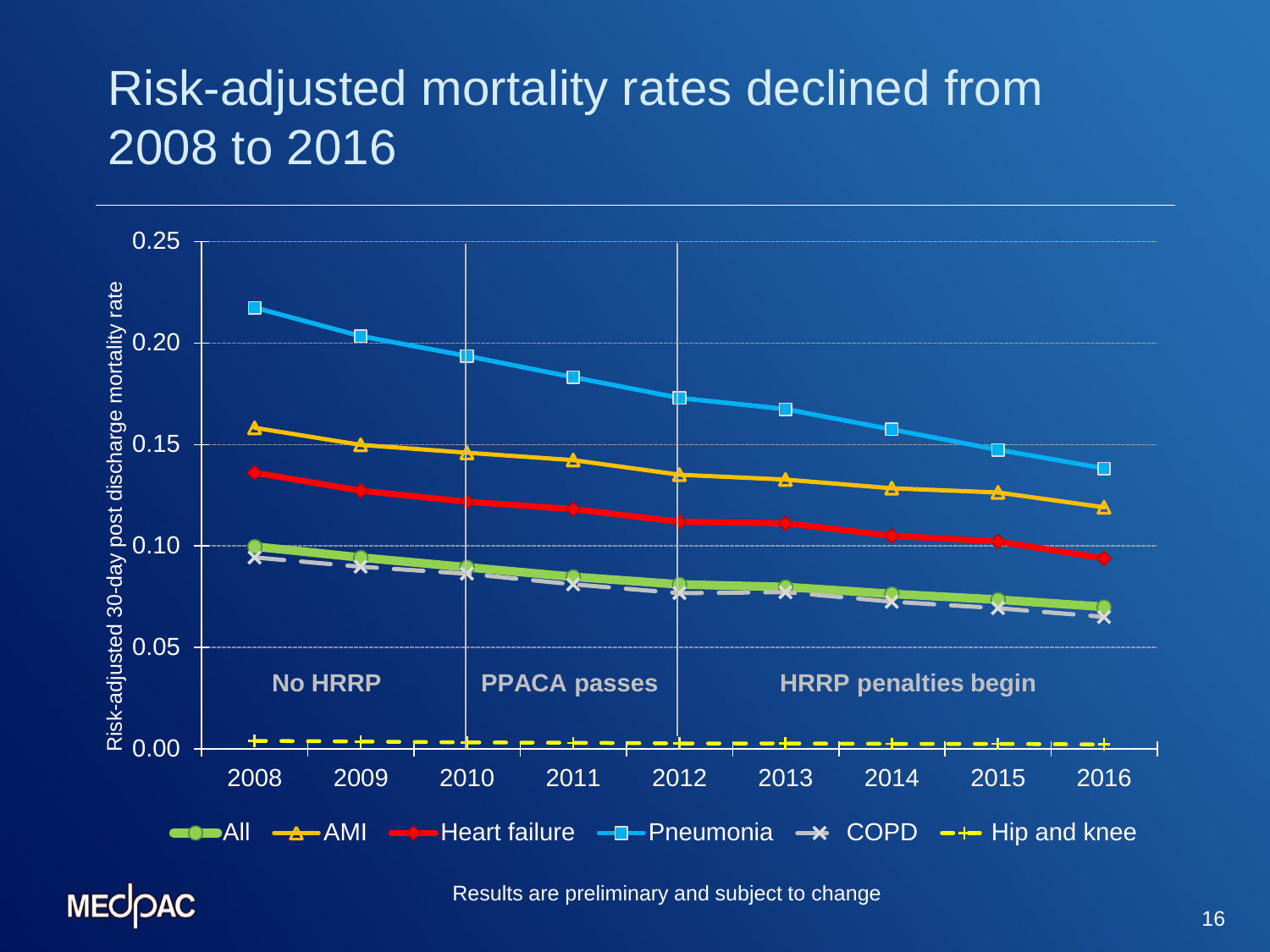# Risk-adjusted mortality rates declined from 2008 to 2016

Risk-adjusted 30-day post discharge mortality rate

0.25
0.20
0.15
0.10
0.05
0.00

No HRRP | PPACA passes | HRRP penalties begin

2008 2009 2010 2011 2012 2013 2014 2015 2016

All | AMI | Heart failure | Pneumonia | COPD | Hip and knee

Results are preliminary and subject to change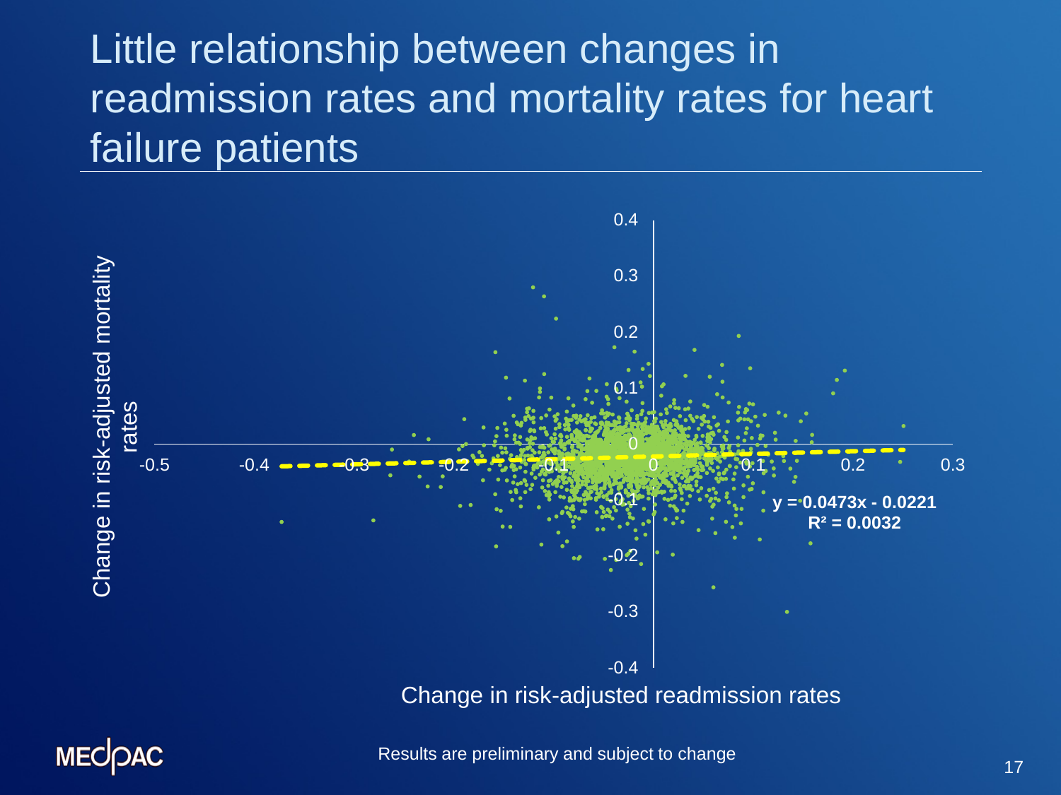# Little relationship between changes in readmission rates and mortality rates for heart failure patients

Change in risk-adjusted mortality rates

Change in risk-adjusted readmission rates

$y = 0.0473x - 0.0221$

$R^2 = 0.0032$

Results are preliminary and subject to change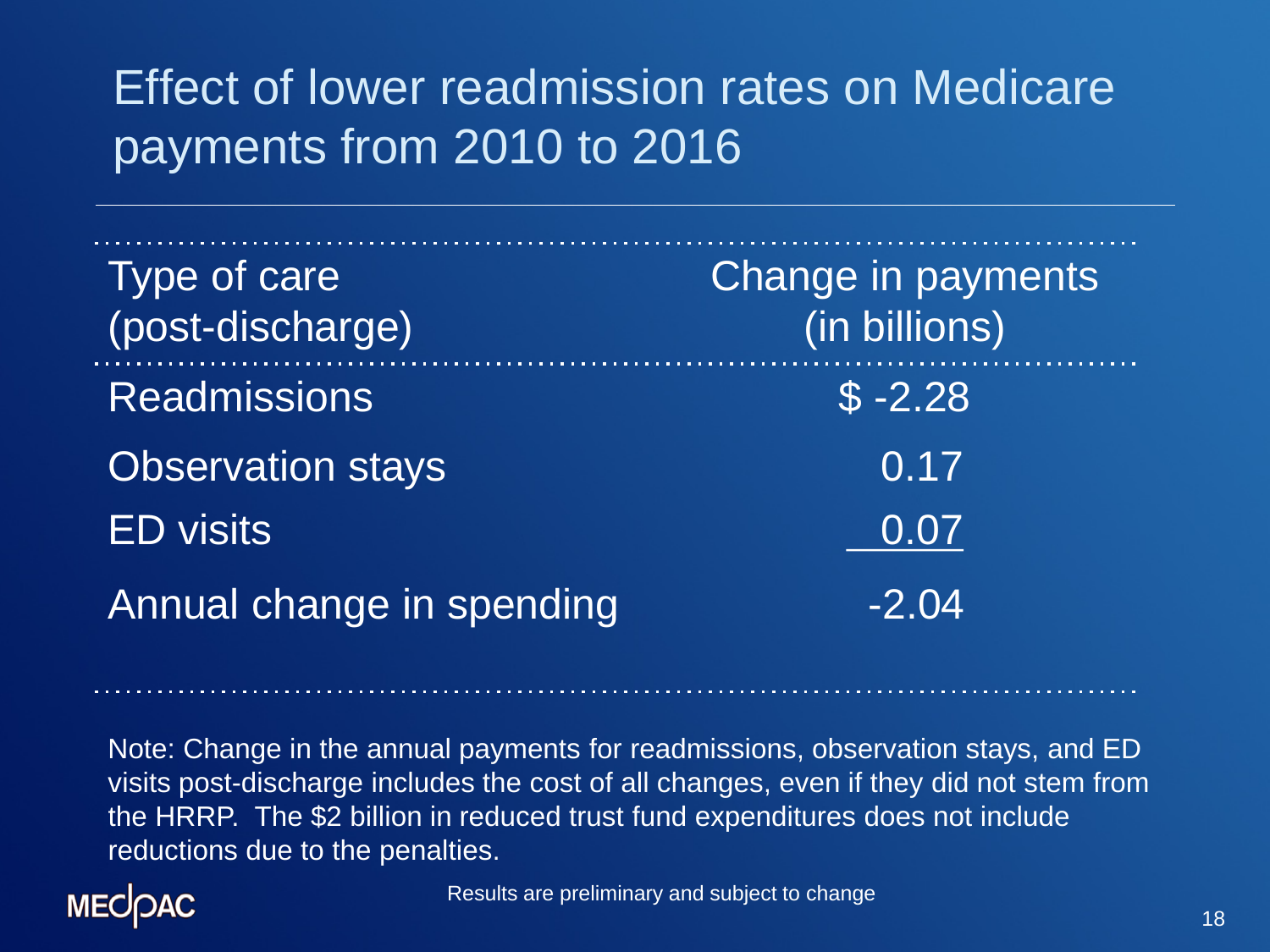# Effect of lower readmission rates on Medicare payments from 2010 to 2016

| Type of care (post-discharge) | Change in payments (in billions) |
| --- | --- |
| Readmissions | $ -2.28 |
| Observation stays | 0.17 |
| ED visits | 0.07 |
| Annual change in spending | -2.04 |

Note: Change in the annual payments for readmissions, observation stays, and ED visits post-discharge includes the cost of all changes, even if they did not stem from the HRRP. The $2 billion in reduced trust fund expenditures does not include reductions due to the penalties.

Results are preliminary and subject to change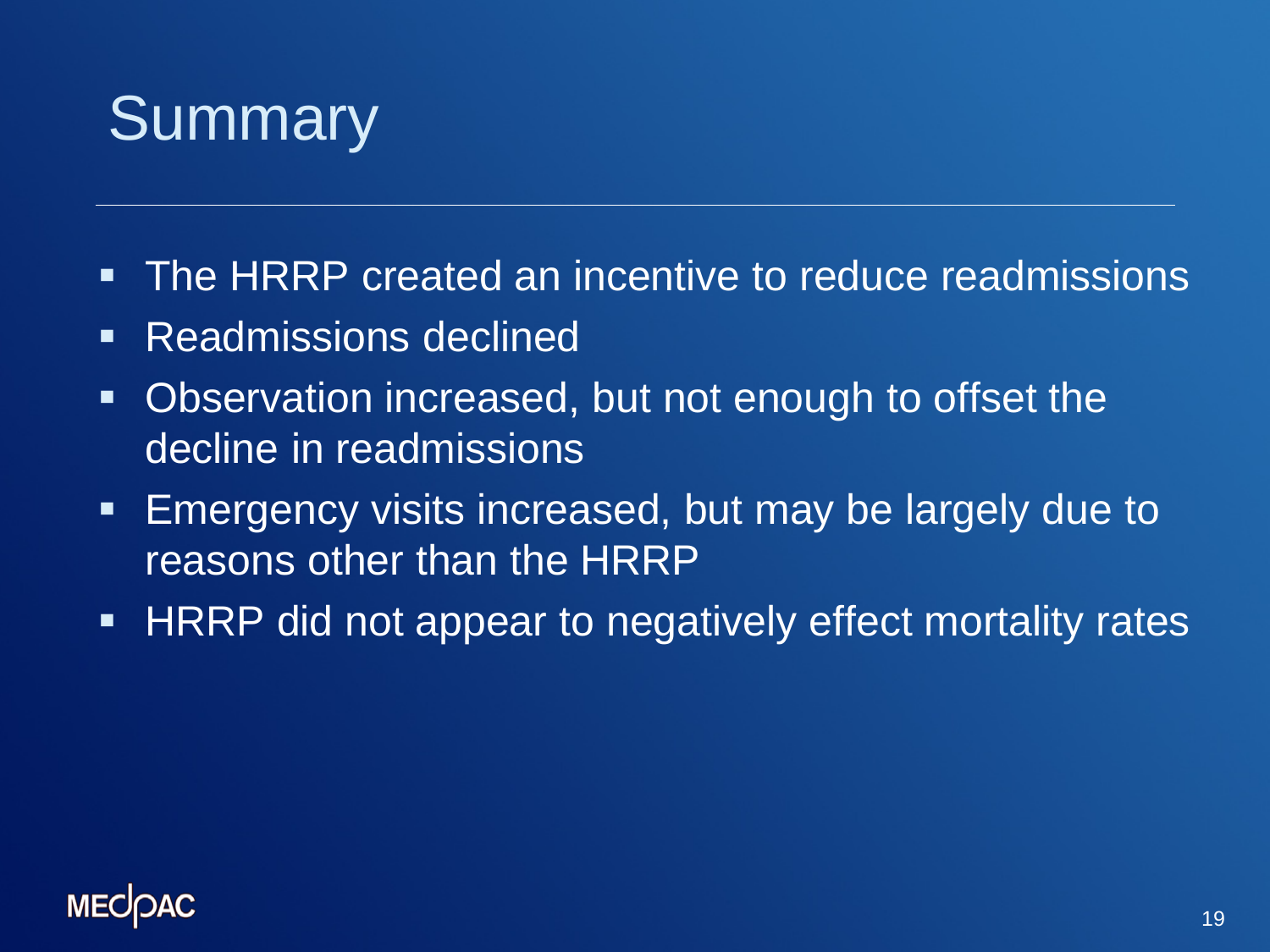# Summary

- The HRRP created an incentive to reduce readmissions
- Readmissions declined
- Observation increased, but not enough to offset the decline in readmissions
- Emergency visits increased, but may be largely due to reasons other than the HRRP
- HRRP did not appear to negatively effect mortality rates

MEDPAC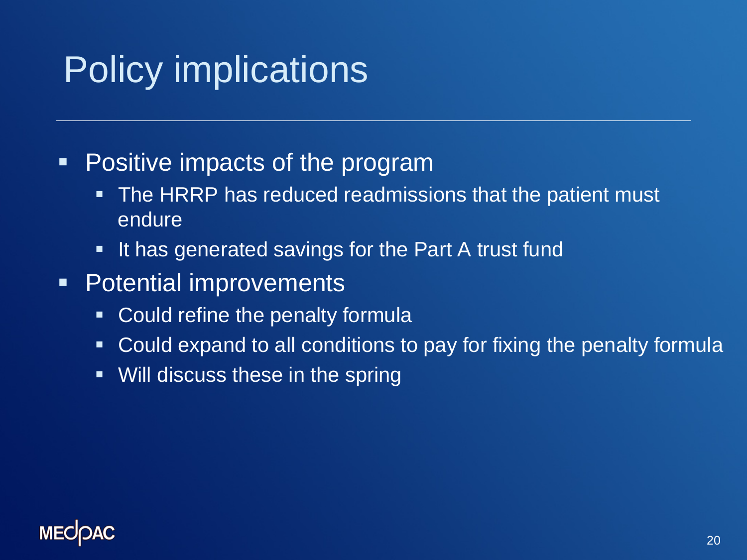# Policy implications

- Positive impacts of the program
  - The HRRP has reduced readmissions that the patient must endure
  - It has generated savings for the Part A trust fund
- Potential improvements
  - Could refine the penalty formula
  - Could expand to all conditions to pay for fixing the penalty formula
  - Will discuss these in the spring